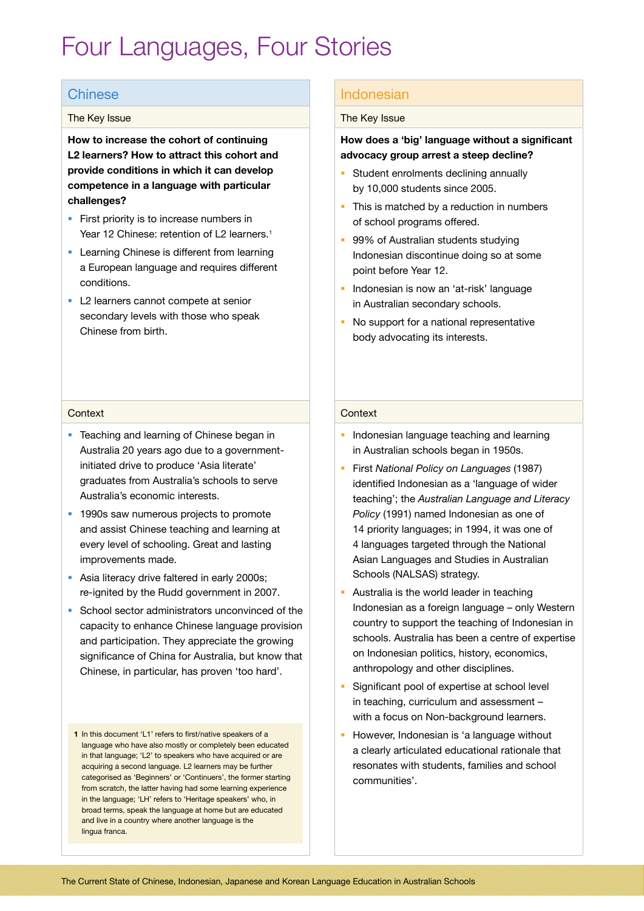# Four Languages, Four Stories

## Chinese

### The Key Issue

**How to increase the cohort of continuing L2 learners? How to attract this cohort and provide conditions in which it can develop competence in a language with particular challenges?**

- First priority is to increase numbers in Year 12 Chinese: retention of L2 learners.[1]
- Learning Chinese is different from learning a European language and requires different conditions.
- L2 learners cannot compete at senior secondary levels with those who speak Chinese from birth.

### Context

- Teaching and learning of Chinese began in Australia 20 years ago due to a government-initiated drive to produce 'Asia literate' graduates from Australia's schools to serve Australia's economic interests.
- 1990s saw numerous projects to promote and assist Chinese teaching and learning at every level of schooling. Great and lasting improvements made.
- Asia literacy drive faltered in early 2000s; re-ignited by the Rudd government in 2007.
- School sector administrators unconvinced of the capacity to enhance Chinese language provision and participation. They appreciate the growing significance of China for Australia, but know that Chinese, in particular, has proven 'too hard'.

**1** In this document 'L1' refers to first/native speakers of a language who have also mostly or completely been educated in that language; 'L2' to speakers who have acquired or are acquiring a second language. L2 learners may be further categorised as 'Beginners' or 'Continuers', the former starting from scratch, the latter having had some learning experience in the language; 'LH' refers to 'Heritage speakers' who, in broad terms, speak the language at home but are educated and live in a country where another language is the lingua franca.

## Indonesian

### The Key Issue

**How does a 'big' language without a significant advocacy group arrest a steep decline?**

- Student enrolments declining annually by 10,000 students since 2005.
- This is matched by a reduction in numbers of school programs offered.
- 99% of Australian students studying Indonesian discontinue doing so at some point before Year 12.
- Indonesian is now an 'at-risk' language in Australian secondary schools.
- No support for a national representative body advocating its interests.

### Context

- Indonesian language teaching and learning in Australian schools began in 1950s.
- First *National Policy on Languages* (1987) identified Indonesian as a 'language of wider teaching'; the *Australian Language and Literacy Policy* (1991) named Indonesian as one of 14 priority languages; in 1994, it was one of 4 languages targeted through the National Asian Languages and Studies in Australian Schools (NALSAS) strategy.
- Australia is the world leader in teaching Indonesian as a foreign language – only Western country to support the teaching of Indonesian in schools. Australia has been a centre of expertise on Indonesian politics, history, economics, anthropology and other disciplines.
- Significant pool of expertise at school level in teaching, curriculum and assessment – with a focus on Non-background learners.
- However, Indonesian is 'a language without a clearly articulated educational rationale that resonates with students, families and school communities'.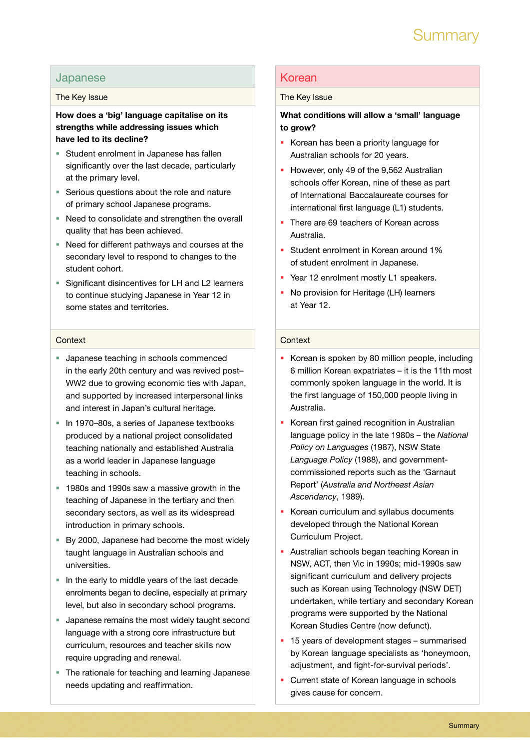# Summary

## Japanese

### The Key Issue

**How does a 'big' language capitalise on its strengths while addressing issues which have led to its decline?**

- Student enrolment in Japanese has fallen significantly over the last decade, particularly at the primary level.
- Serious questions about the role and nature of primary school Japanese programs.
- Need to consolidate and strengthen the overall quality that has been achieved.
- Need for different pathways and courses at the secondary level to respond to changes to the student cohort.
- Significant disincentives for LH and L2 learners to continue studying Japanese in Year 12 in some states and territories.

### Context

- Japanese teaching in schools commenced in the early 20th century and was revived post–WW2 due to growing economic ties with Japan, and supported by increased interpersonal links and interest in Japan's cultural heritage.
- In 1970–80s, a series of Japanese textbooks produced by a national project consolidated teaching nationally and established Australia as a world leader in Japanese language teaching in schools.
- 1980s and 1990s saw a massive growth in the teaching of Japanese in the tertiary and then secondary sectors, as well as its widespread introduction in primary schools.
- By 2000, Japanese had become the most widely taught language in Australian schools and universities.
- In the early to middle years of the last decade enrolments began to decline, especially at primary level, but also in secondary school programs.
- Japanese remains the most widely taught second language with a strong core infrastructure but curriculum, resources and teacher skills now require upgrading and renewal.
- The rationale for teaching and learning Japanese needs updating and reaffirmation.

## Korean

### The Key Issue

**What conditions will allow a 'small' language to grow?**

- Korean has been a priority language for Australian schools for 20 years.
- However, only 49 of the 9,562 Australian schools offer Korean, nine of these as part of International Baccalaureate courses for international first language (L1) students.
- There are 69 teachers of Korean across Australia.
- Student enrolment in Korean around 1% of student enrolment in Japanese.
- Year 12 enrolment mostly L1 speakers.
- No provision for Heritage (LH) learners at Year 12.

### Context

- Korean is spoken by 80 million people, including 6 million Korean expatriates – it is the 11th most commonly spoken language in the world. It is the first language of 150,000 people living in Australia.
- Korean first gained recognition in Australian language policy in the late 1980s – the *National Policy on Languages* (1987), NSW State *Language Policy* (1988), and government-commissioned reports such as the 'Garnaut Report' (*Australia and Northeast Asian Ascendancy*, 1989).
- Korean curriculum and syllabus documents developed through the National Korean Curriculum Project.
- Australian schools began teaching Korean in NSW, ACT, then Vic in 1990s; mid-1990s saw significant curriculum and delivery projects such as Korean using Technology (NSW DET) undertaken, while tertiary and secondary Korean programs were supported by the National Korean Studies Centre (now defunct).
- 15 years of development stages – summarised by Korean language specialists as 'honeymoon, adjustment, and fight-for-survival periods'.
- Current state of Korean language in schools gives cause for concern.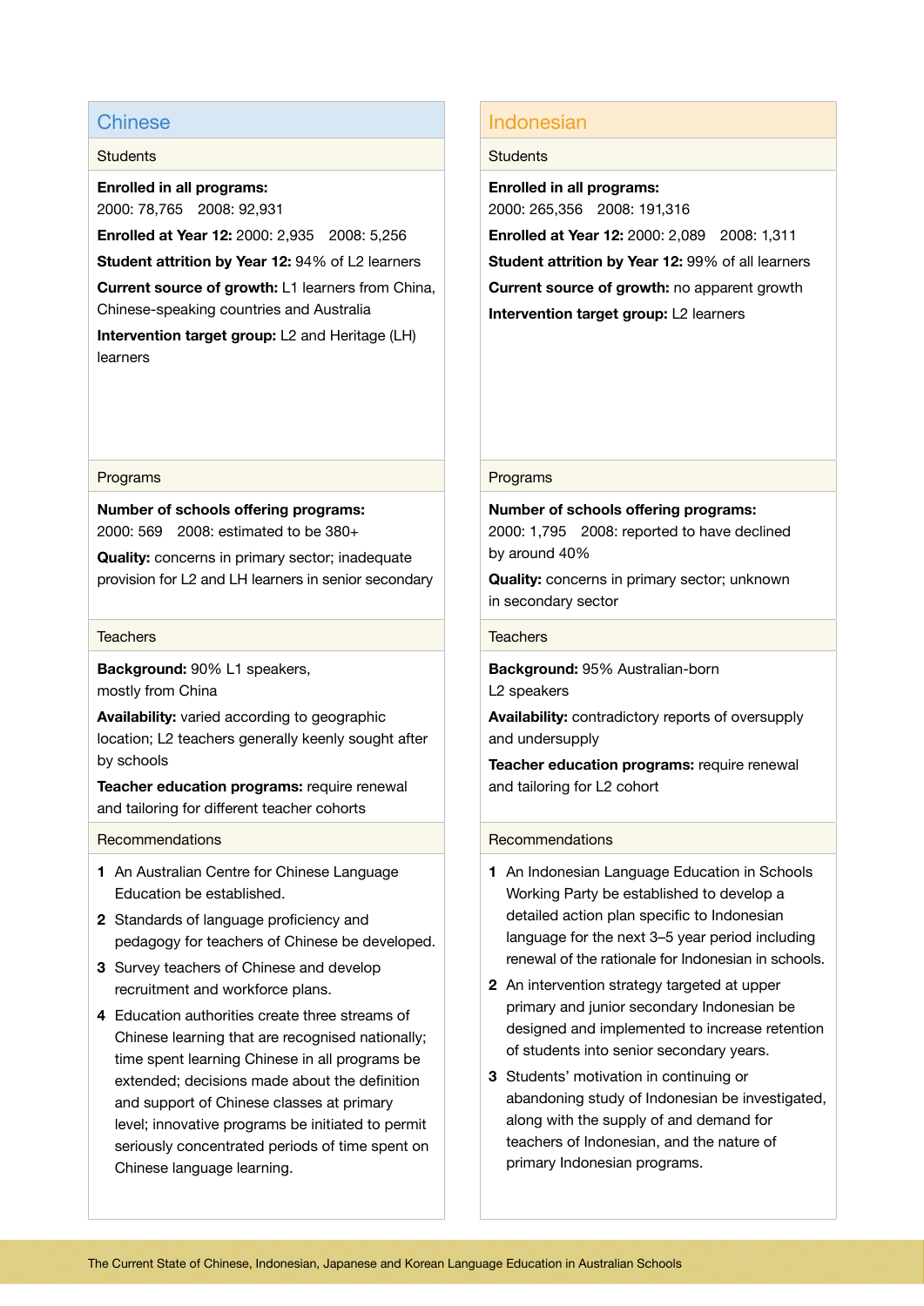## Chinese

### Students

**Enrolled in all programs:**
2000: 78,765 2008: 92,931

**Enrolled at Year 12:** 2000: 2,935 2008: 5,256

**Student attrition by Year 12:** 94% of L2 learners

**Current source of growth:** L1 learners from China, Chinese-speaking countries and Australia

**Intervention target group:** L2 and Heritage (LH) learners

### Programs

**Number of schools offering programs:**
2000: 569 2008: estimated to be 380+

**Quality:** concerns in primary sector; inadequate provision for L2 and LH learners in senior secondary

### Teachers

**Background:** 90% L1 speakers, mostly from China

**Availability:** varied according to geographic location; L2 teachers generally keenly sought after by schools

**Teacher education programs:** require renewal and tailoring for different teacher cohorts

### Recommendations

1. An Australian Centre for Chinese Language Education be established.
2. Standards of language proficiency and pedagogy for teachers of Chinese be developed.
3. Survey teachers of Chinese and develop recruitment and workforce plans.
4. Education authorities create three streams of Chinese learning that are recognised nationally; time spent learning Chinese in all programs be extended; decisions made about the definition and support of Chinese classes at primary level; innovative programs be initiated to permit seriously concentrated periods of time spent on Chinese language learning.

## Indonesian

### Students

**Enrolled in all programs:**
2000: 265,356 2008: 191,316

**Enrolled at Year 12:** 2000: 2,089 2008: 1,311

**Student attrition by Year 12:** 99% of all learners

**Current source of growth:** no apparent growth

**Intervention target group:** L2 learners

### Programs

**Number of schools offering programs:**
2000: 1,795 2008: reported to have declined by around 40%

**Quality:** concerns in primary sector; unknown in secondary sector

### Teachers

**Background:** 95% Australian-born L2 speakers

**Availability:** contradictory reports of oversupply and undersupply

**Teacher education programs:** require renewal and tailoring for L2 cohort

### Recommendations

1. An Indonesian Language Education in Schools Working Party be established to develop a detailed action plan specific to Indonesian language for the next 3–5 year period including renewal of the rationale for Indonesian in schools.
2. An intervention strategy targeted at upper primary and junior secondary Indonesian be designed and implemented to increase retention of students into senior secondary years.
3. Students' motivation in continuing or abandoning study of Indonesian be investigated, along with the supply of and demand for teachers of Indonesian, and the nature of primary Indonesian programs.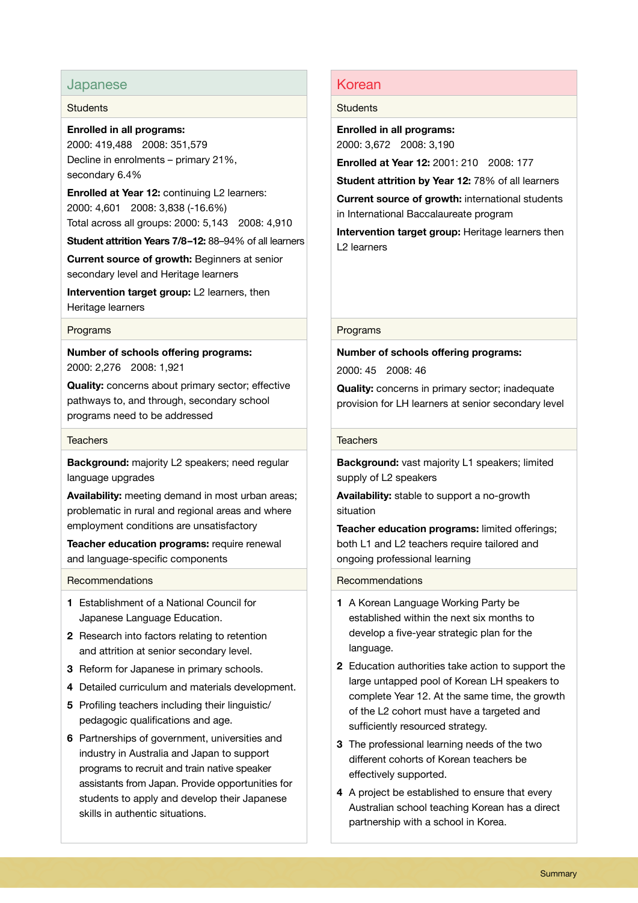## Japanese

### Students

**Enrolled in all programs:**
2000: 419,488 2008: 351,579
Decline in enrolments – primary 21%, secondary 6.4%

**Enrolled at Year 12:** continuing L2 learners:
2000: 4,601 2008: 3,838 (-16.6%)
Total across all groups: 2000: 5,143 2008: 4,910

**Student attrition Years 7/8–12:** 88–94% of all learners

**Current source of growth:** Beginners at senior secondary level and Heritage learners

**Intervention target group:** L2 learners, then Heritage learners

### Programs

**Number of schools offering programs:**
2000: 2,276 2008: 1,921

**Quality:** concerns about primary sector; effective pathways to, and through, secondary school programs need to be addressed

### Teachers

**Background:** majority L2 speakers; need regular language upgrades

**Availability:** meeting demand in most urban areas; problematic in rural and regional areas and where employment conditions are unsatisfactory

**Teacher education programs:** require renewal and language-specific components

### Recommendations

1. Establishment of a National Council for Japanese Language Education.
2. Research into factors relating to retention and attrition at senior secondary level.
3. Reform for Japanese in primary schools.
4. Detailed curriculum and materials development.
5. Profiling teachers including their linguistic/ pedagogic qualifications and age.
6. Partnerships of government, universities and industry in Australia and Japan to support programs to recruit and train native speaker assistants from Japan. Provide opportunities for students to apply and develop their Japanese skills in authentic situations.

## Korean

### Students

**Enrolled in all programs:**
2000: 3,672 2008: 3,190

**Enrolled at Year 12:** 2001: 210 2008: 177

**Student attrition by Year 12:** 78% of all learners

**Current source of growth:** international students in International Baccalaureate program

**Intervention target group:** Heritage learners then L2 learners

### Programs

**Number of schools offering programs:**
2000: 45 2008: 46

**Quality:** concerns in primary sector; inadequate provision for LH learners at senior secondary level

### Teachers

**Background:** vast majority L1 speakers; limited supply of L2 speakers

**Availability:** stable to support a no-growth situation

**Teacher education programs:** limited offerings; both L1 and L2 teachers require tailored and ongoing professional learning

### Recommendations

1. A Korean Language Working Party be established within the next six months to develop a five-year strategic plan for the language.
2. Education authorities take action to support the large untapped pool of Korean LH speakers to complete Year 12. At the same time, the growth of the L2 cohort must have a targeted and sufficiently resourced strategy.
3. The professional learning needs of the two different cohorts of Korean teachers be effectively supported.
4. A project be established to ensure that every Australian school teaching Korean has a direct partnership with a school in Korea.